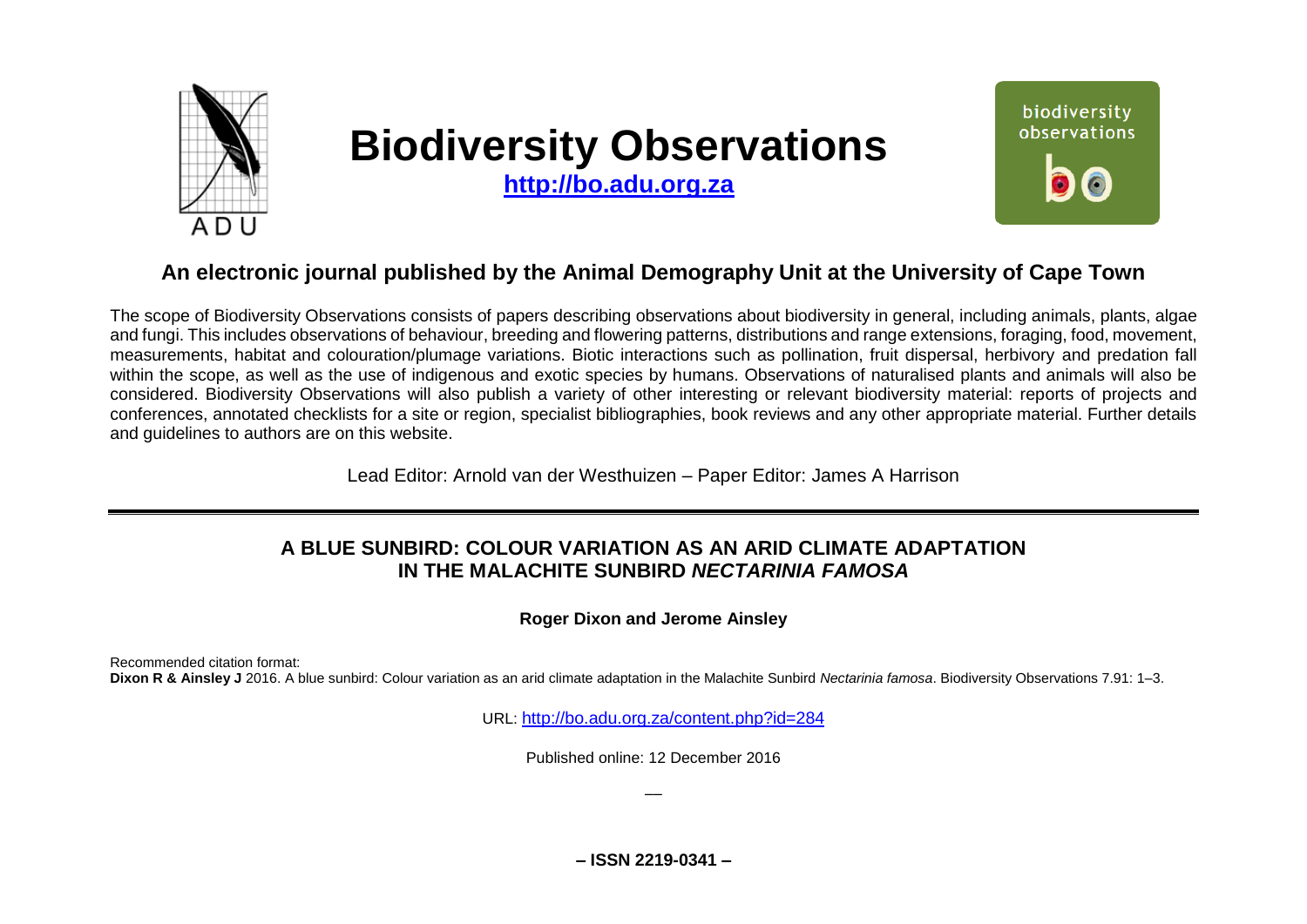# Biodiversity Observations

**http://bo.adu.org.za**

## An electronic journal published by the Animal Demography Unit at the University of Cape Town

The scope of Biodiversity Observations consists of papers describing observations about biodiversity in general, including animals, plants, algae and fungi. This includes observations of behaviour, breeding and flowering patterns, distributions and range extensions, foraging, food, movement, measurements, habitat and colouration/plumage variations. Biotic interactions such as pollination, fruit dispersal, herbivory and predation fall within the scope, as well as the use of indigenous and exotic species by humans. Observations of naturalised plants and animals will also be considered. Biodiversity Observations will also publish a variety of other interesting or relevant biodiversity material: reports of projects and conferences, annotated checklists for a site or region, specialist bibliographies, book reviews and any other appropriate material. Further details and guidelines to authors are on this website.

Lead Editor: Arnold van der Westhuizen – Paper Editor: James A Harrison

---

# A BLUE SUNBIRD: COLOUR VARIATION AS AN ARID CLIMATE ADAPTATION IN THE MALACHITE SUNBIRD *NECTARINIA FAMOSA*

**Roger Dixon and Jerome Ainsley**

Recommended citation format:
**Dixon R & Ainsley J** 2016. A blue sunbird: Colour variation as an arid climate adaptation in the Malachite Sunbird *Nectarinia famosa*. Biodiversity Observations 7.91: 1–3.

URL: http://bo.adu.org.za/content.php?id=284

Published online: 12 December 2016

**– ISSN 2219-0341 –**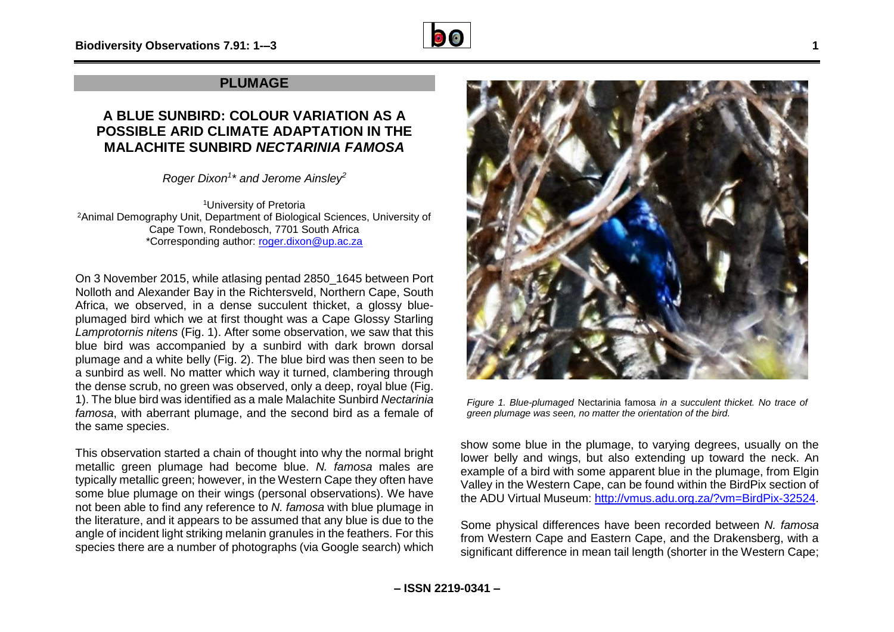## PLUMAGE

# A BLUE SUNBIRD: COLOUR VARIATION AS A POSSIBLE ARID CLIMATE ADAPTATION IN THE MALACHITE SUNBIRD *NECTARINIA FAMOSA*

*Roger Dixon[1]\* and Jerome Ainsley[2]*

[1]University of Pretoria
[2]Animal Demography Unit, Department of Biological Sciences, University of Cape Town, Rondebosch, 7701 South Africa
*Corresponding author: roger.dixon@up.ac.za

On 3 November 2015, while atlasing pentad 2850_1645 between Port Nolloth and Alexander Bay in the Richtersveld, Northern Cape, South Africa, we observed, in a dense succulent thicket, a glossy blue-plumaged bird which we at first thought was a Cape Glossy Starling *Lamprotornis nitens* (Fig. 1). After some observation, we saw that this blue bird was accompanied by a sunbird with dark brown dorsal plumage and a white belly (Fig. 2). The blue bird was then seen to be a sunbird as well. No matter which way it turned, clambering through the dense scrub, no green was observed, only a deep, royal blue (Fig. 1). The blue bird was identified as a male Malachite Sunbird *Nectarinia famosa*, with aberrant plumage, and the second bird as a female of the same species.

This observation started a chain of thought into why the normal bright metallic green plumage had become blue. *N. famosa* males are typically metallic green; however, in the Western Cape they often have some blue plumage on their wings (personal observations). We have not been able to find any reference to *N. famosa* with blue plumage in the literature, and it appears to be assumed that any blue is due to the angle of incident light striking melanin granules in the feathers. For this species there are a number of photographs (via Google search) which show some blue in the plumage, to varying degrees, usually on the lower belly and wings, but also extending up toward the neck. An example of a bird with some apparent blue in the plumage, from Elgin Valley in the Western Cape, can be found within the BirdPix section of the ADU Virtual Museum: http://vmus.adu.org.za/?vm=BirdPix-32524.

*Figure 1. Blue-plumaged* Nectarinia famosa *in a succulent thicket. No trace of green plumage was seen, no matter the orientation of the bird.*

Some physical differences have been recorded between *N. famosa* from Western Cape and Eastern Cape, and the Drakensberg, with a significant difference in mean tail length (shorter in the Western Cape;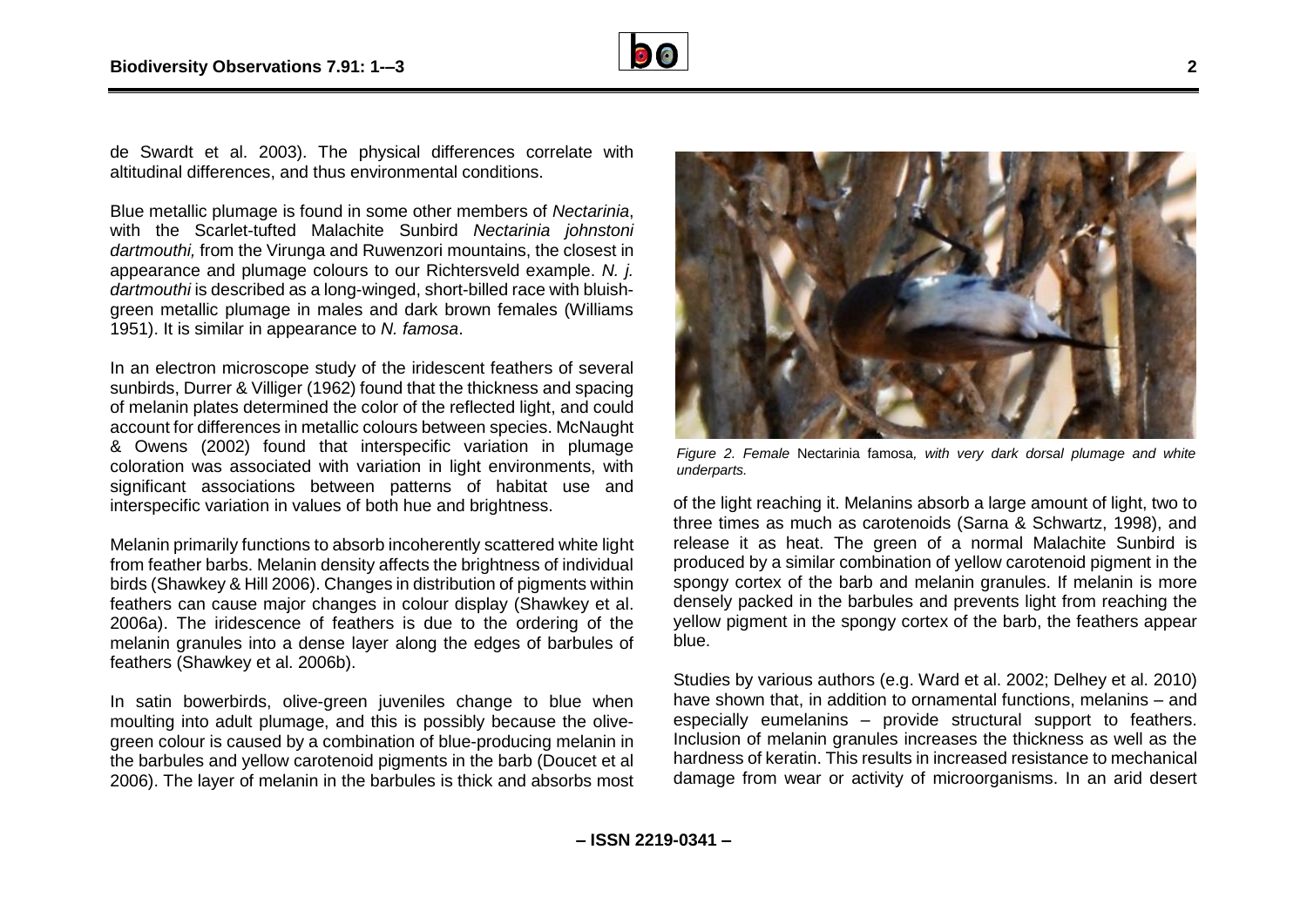de Swardt et al. 2003). The physical differences correlate with altitudinal differences, and thus environmental conditions.

Blue metallic plumage is found in some other members of *Nectarinia*, with the Scarlet-tufted Malachite Sunbird *Nectarinia johnstoni dartmouthi,* from the Virunga and Ruwenzori mountains, the closest in appearance and plumage colours to our Richtersveld example. *N. j. dartmouthi* is described as a long-winged, short-billed race with bluish-green metallic plumage in males and dark brown females (Williams 1951). It is similar in appearance to *N. famosa*.

In an electron microscope study of the iridescent feathers of several sunbirds, Durrer & Villiger (1962) found that the thickness and spacing of melanin plates determined the color of the reflected light, and could account for differences in metallic colours between species. McNaught & Owens (2002) found that interspecific variation in plumage coloration was associated with variation in light environments, with significant associations between patterns of habitat use and interspecific variation in values of both hue and brightness.

Melanin primarily functions to absorb incoherently scattered white light from feather barbs. Melanin density affects the brightness of individual birds (Shawkey & Hill 2006). Changes in distribution of pigments within feathers can cause major changes in colour display (Shawkey et al. 2006a). The iridescence of feathers is due to the ordering of the melanin granules into a dense layer along the edges of barbules of feathers (Shawkey et al. 2006b).

In satin bowerbirds, olive-green juveniles change to blue when moulting into adult plumage, and this is possibly because the olive-green colour is caused by a combination of blue-producing melanin in the barbules and yellow carotenoid pigments in the barb (Doucet et al 2006). The layer of melanin in the barbules is thick and absorbs most of the light reaching it. Melanins absorb a large amount of light, two to three times as much as carotenoids (Sarna & Schwartz, 1998), and release it as heat. The green of a normal Malachite Sunbird is produced by a similar combination of yellow carotenoid pigment in the spongy cortex of the barb and melanin granules. If melanin is more densely packed in the barbules and prevents light from reaching the yellow pigment in the spongy cortex of the barb, the feathers appear blue.

*Figure 2. Female* Nectarinia famosa*, with very dark dorsal plumage and white underparts.*

Studies by various authors (e.g. Ward et al. 2002; Delhey et al. 2010) have shown that, in addition to ornamental functions, melanins – and especially eumelanins – provide structural support to feathers. Inclusion of melanin granules increases the thickness as well as the hardness of keratin. This results in increased resistance to mechanical damage from wear or activity of microorganisms. In an arid desert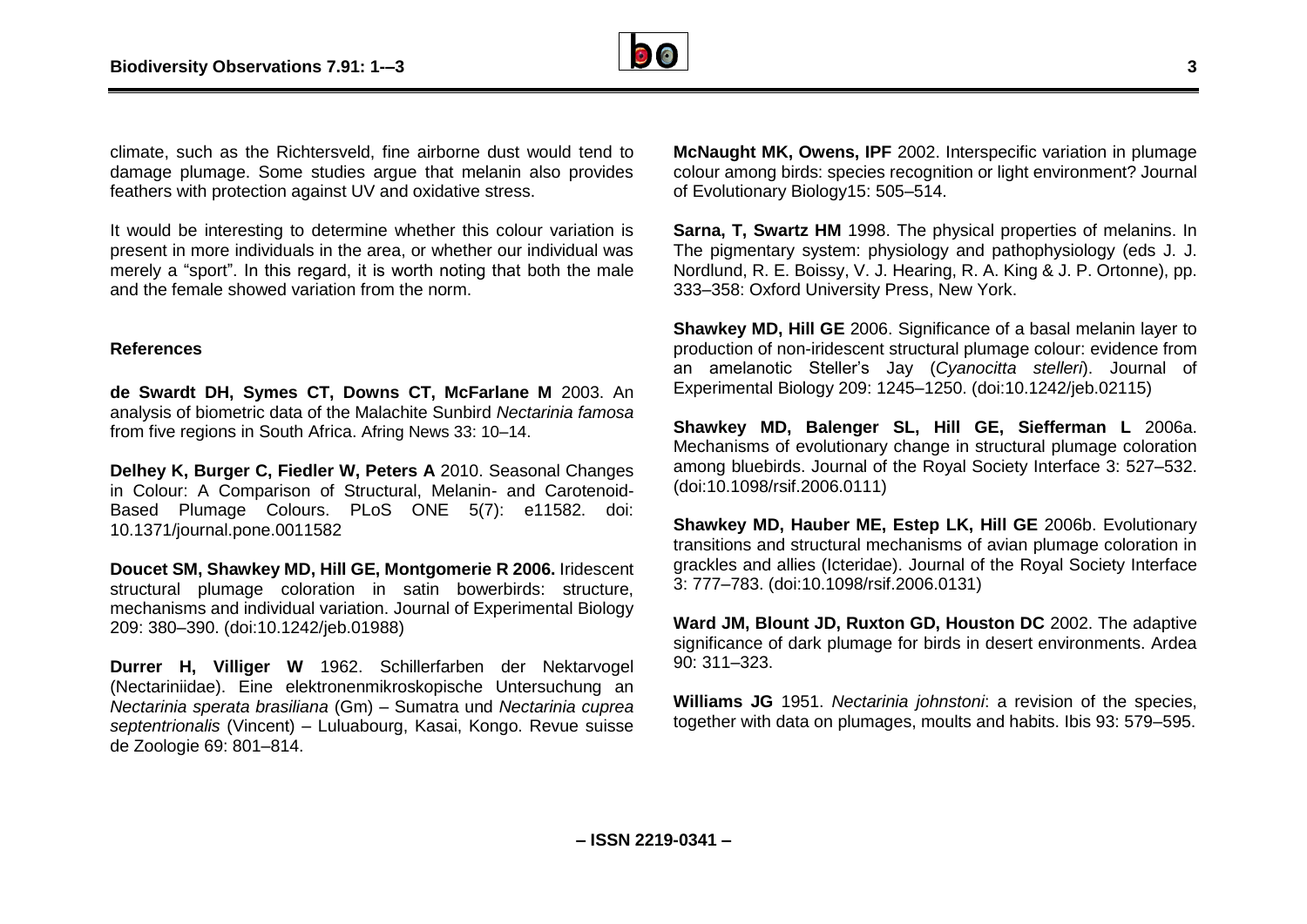climate, such as the Richtersveld, fine airborne dust would tend to damage plumage. Some studies argue that melanin also provides feathers with protection against UV and oxidative stress.

It would be interesting to determine whether this colour variation is present in more individuals in the area, or whether our individual was merely a "sport". In this regard, it is worth noting that both the male and the female showed variation from the norm.

## References

**de Swardt DH, Symes CT, Downs CT, McFarlane M** 2003. An analysis of biometric data of the Malachite Sunbird *Nectarinia famosa* from five regions in South Africa. Afring News 33: 10–14.

**Delhey K, Burger C, Fiedler W, Peters A** 2010. Seasonal Changes in Colour: A Comparison of Structural, Melanin- and Carotenoid-Based Plumage Colours. PLoS ONE 5(7): e11582. doi: 10.1371/journal.pone.0011582

**Doucet SM, Shawkey MD, Hill GE, Montgomerie R 2006.** Iridescent structural plumage coloration in satin bowerbirds: structure, mechanisms and individual variation. Journal of Experimental Biology 209: 380–390. (doi:10.1242/jeb.01988)

**Durrer H, Villiger W** 1962. Schillerfarben der Nektarvogel (Nectariniidae). Eine elektronenmikroskopische Untersuchung an *Nectarinia sperata brasiliana* (Gm) – Sumatra und *Nectarinia cuprea septentrionalis* (Vincent) – Luluabourg, Kasai, Kongo. Revue suisse de Zoologie 69: 801–814.

**McNaught MK, Owens, IPF** 2002. Interspecific variation in plumage colour among birds: species recognition or light environment? Journal of Evolutionary Biology15: 505–514.

**Sarna, T, Swartz HM** 1998. The physical properties of melanins. In The pigmentary system: physiology and pathophysiology (eds J. J. Nordlund, R. E. Boissy, V. J. Hearing, R. A. King & J. P. Ortonne), pp. 333–358: Oxford University Press, New York.

**Shawkey MD, Hill GE** 2006. Significance of a basal melanin layer to production of non-iridescent structural plumage colour: evidence from an amelanotic Steller's Jay (*Cyanocitta stelleri*). Journal of Experimental Biology 209: 1245–1250. (doi:10.1242/jeb.02115)

**Shawkey MD, Balenger SL, Hill GE, Siefferman L** 2006a. Mechanisms of evolutionary change in structural plumage coloration among bluebirds. Journal of the Royal Society Interface 3: 527–532. (doi:10.1098/rsif.2006.0111)

**Shawkey MD, Hauber ME, Estep LK, Hill GE** 2006b. Evolutionary transitions and structural mechanisms of avian plumage coloration in grackles and allies (Icteridae). Journal of the Royal Society Interface 3: 777–783. (doi:10.1098/rsif.2006.0131)

**Ward JM, Blount JD, Ruxton GD, Houston DC** 2002. The adaptive significance of dark plumage for birds in desert environments. Ardea 90: 311–323.

**Williams JG** 1951. *Nectarinia johnstoni*: a revision of the species, together with data on plumages, moults and habits. Ibis 93: 579–595.